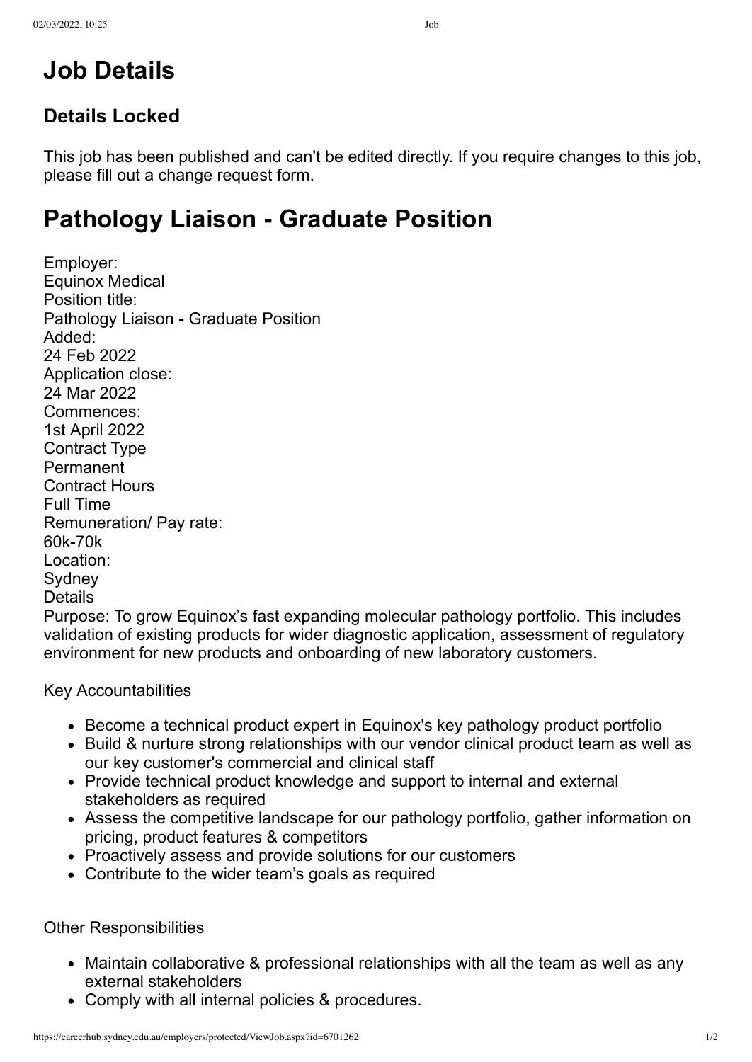# Job Details

## Details Locked

This job has been published and can't be edited directly. If you require changes to this job, please fill out a change request form.

# Pathology Liaison - Graduate Position

Employer:
Equinox Medical
Position title:
Pathology Liaison - Graduate Position
Added:
24 Feb 2022
Application close:
24 Mar 2022
Commences:
1st April 2022
Contract Type
Permanent
Contract Hours
Full Time
Remuneration/ Pay rate:
60k-70k
Location:
Sydney
Details
Purpose: To grow Equinox's fast expanding molecular pathology portfolio. This includes validation of existing products for wider diagnostic application, assessment of regulatory environment for new products and onboarding of new laboratory customers.

Key Accountabilities

- Become a technical product expert in Equinox's key pathology product portfolio
- Build & nurture strong relationships with our vendor clinical product team as well as our key customer's commercial and clinical staff
- Provide technical product knowledge and support to internal and external stakeholders as required
- Assess the competitive landscape for our pathology portfolio, gather information on pricing, product features & competitors
- Proactively assess and provide solutions for our customers
- Contribute to the wider team's goals as required

Other Responsibilities

- Maintain collaborative & professional relationships with all the team as well as any external stakeholders
- Comply with all internal policies & procedures.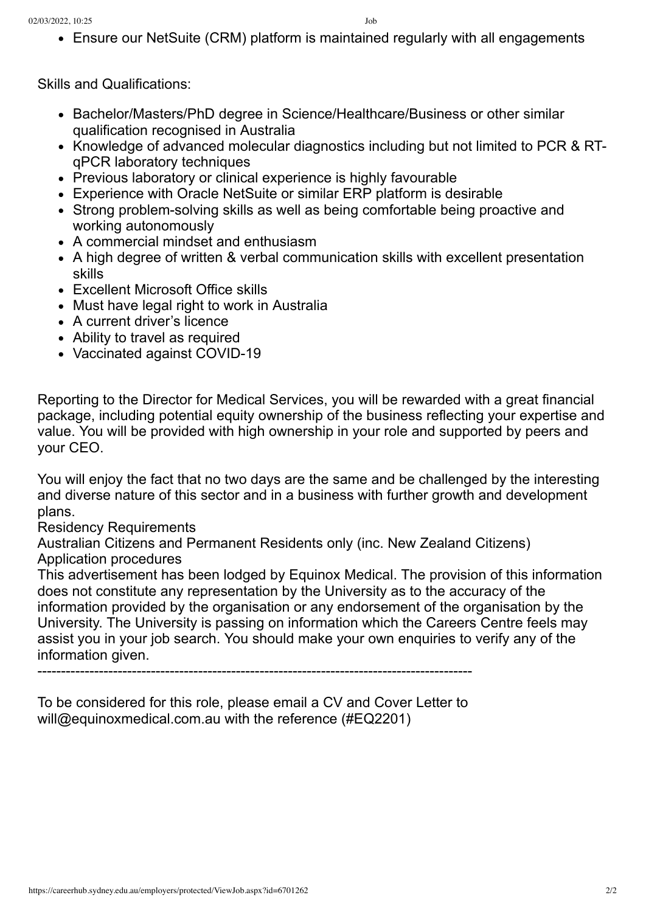- Ensure our NetSuite (CRM) platform is maintained regularly with all engagements

Skills and Qualifications:

- Bachelor/Masters/PhD degree in Science/Healthcare/Business or other similar qualification recognised in Australia
- Knowledge of advanced molecular diagnostics including but not limited to PCR & RT-qPCR laboratory techniques
- Previous laboratory or clinical experience is highly favourable
- Experience with Oracle NetSuite or similar ERP platform is desirable
- Strong problem-solving skills as well as being comfortable being proactive and working autonomously
- A commercial mindset and enthusiasm
- A high degree of written & verbal communication skills with excellent presentation skills
- Excellent Microsoft Office skills
- Must have legal right to work in Australia
- A current driver's licence
- Ability to travel as required
- Vaccinated against COVID-19

Reporting to the Director for Medical Services, you will be rewarded with a great financial package, including potential equity ownership of the business reflecting your expertise and value. You will be provided with high ownership in your role and supported by peers and your CEO.

You will enjoy the fact that no two days are the same and be challenged by the interesting and diverse nature of this sector and in a business with further growth and development plans.

Residency Requirements

Australian Citizens and Permanent Residents only (inc. New Zealand Citizens)

Application procedures

This advertisement has been lodged by Equinox Medical. The provision of this information does not constitute any representation by the University as to the accuracy of the information provided by the organisation or any endorsement of the organisation by the University. The University is passing on information which the Careers Centre feels may assist you in your job search. You should make your own enquiries to verify any of the information given.

------------------------------------------------------------------------------------------

To be considered for this role, please email a CV and Cover Letter to will@equinoxmedical.com.au with the reference (#EQ2201)